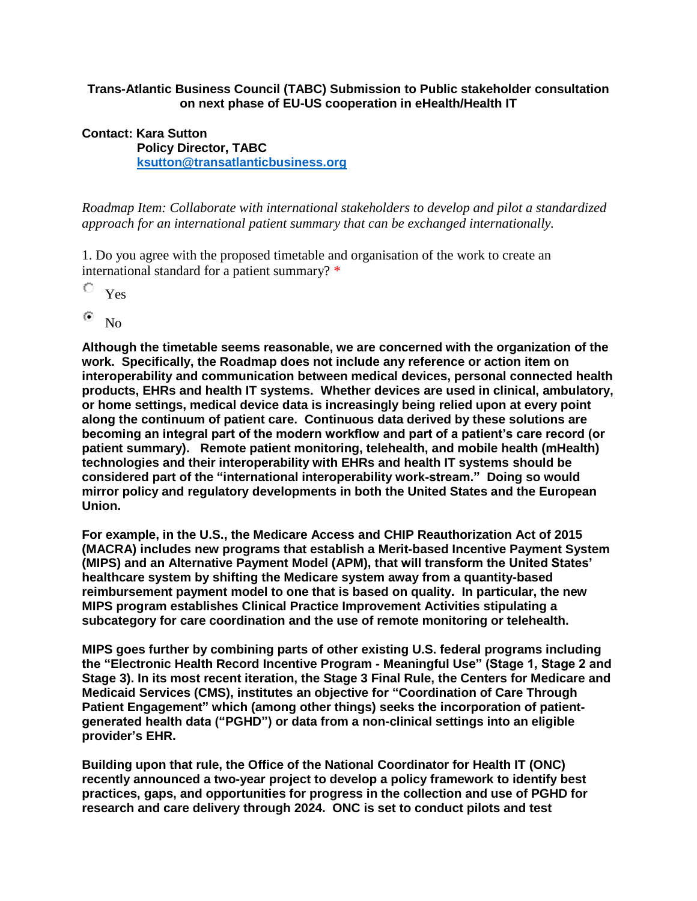**Trans-Atlantic Business Council (TABC) Submission to Public stakeholder consultation on next phase of EU-US cooperation in eHealth/Health IT**

**Contact: Kara Sutton**
**Policy Director, TABC**
**ksutton@transatlanticbusiness.org**

*Roadmap Item: Collaborate with international stakeholders to develop and pilot a standardized approach for an international patient summary that can be exchanged internationally.*

1. Do you agree with the proposed timetable and organisation of the work to create an international standard for a patient summary? *

- ○ Yes
- ◉ No

**Although the timetable seems reasonable, we are concerned with the organization of the work. Specifically, the Roadmap does not include any reference or action item on interoperability and communication between medical devices, personal connected health products, EHRs and health IT systems. Whether devices are used in clinical, ambulatory, or home settings, medical device data is increasingly being relied upon at every point along the continuum of patient care. Continuous data derived by these solutions are becoming an integral part of the modern workflow and part of a patient's care record (or patient summary). Remote patient monitoring, telehealth, and mobile health (mHealth) technologies and their interoperability with EHRs and health IT systems should be considered part of the "international interoperability work-stream." Doing so would mirror policy and regulatory developments in both the United States and the European Union.**

**For example, in the U.S., the Medicare Access and CHIP Reauthorization Act of 2015 (MACRA) includes new programs that establish a Merit-based Incentive Payment System (MIPS) and an Alternative Payment Model (APM), that will transform the United States' healthcare system by shifting the Medicare system away from a quantity-based reimbursement payment model to one that is based on quality. In particular, the new MIPS program establishes Clinical Practice Improvement Activities stipulating a subcategory for care coordination and the use of remote monitoring or telehealth.**

**MIPS goes further by combining parts of other existing U.S. federal programs including the "Electronic Health Record Incentive Program - Meaningful Use" (Stage 1, Stage 2 and Stage 3). In its most recent iteration, the Stage 3 Final Rule, the Centers for Medicare and Medicaid Services (CMS), institutes an objective for "Coordination of Care Through Patient Engagement" which (among other things) seeks the incorporation of patient-generated health data ("PGHD") or data from a non-clinical settings into an eligible provider's EHR.**

**Building upon that rule, the Office of the National Coordinator for Health IT (ONC) recently announced a two-year project to develop a policy framework to identify best practices, gaps, and opportunities for progress in the collection and use of PGHD for research and care delivery through 2024. ONC is set to conduct pilots and test**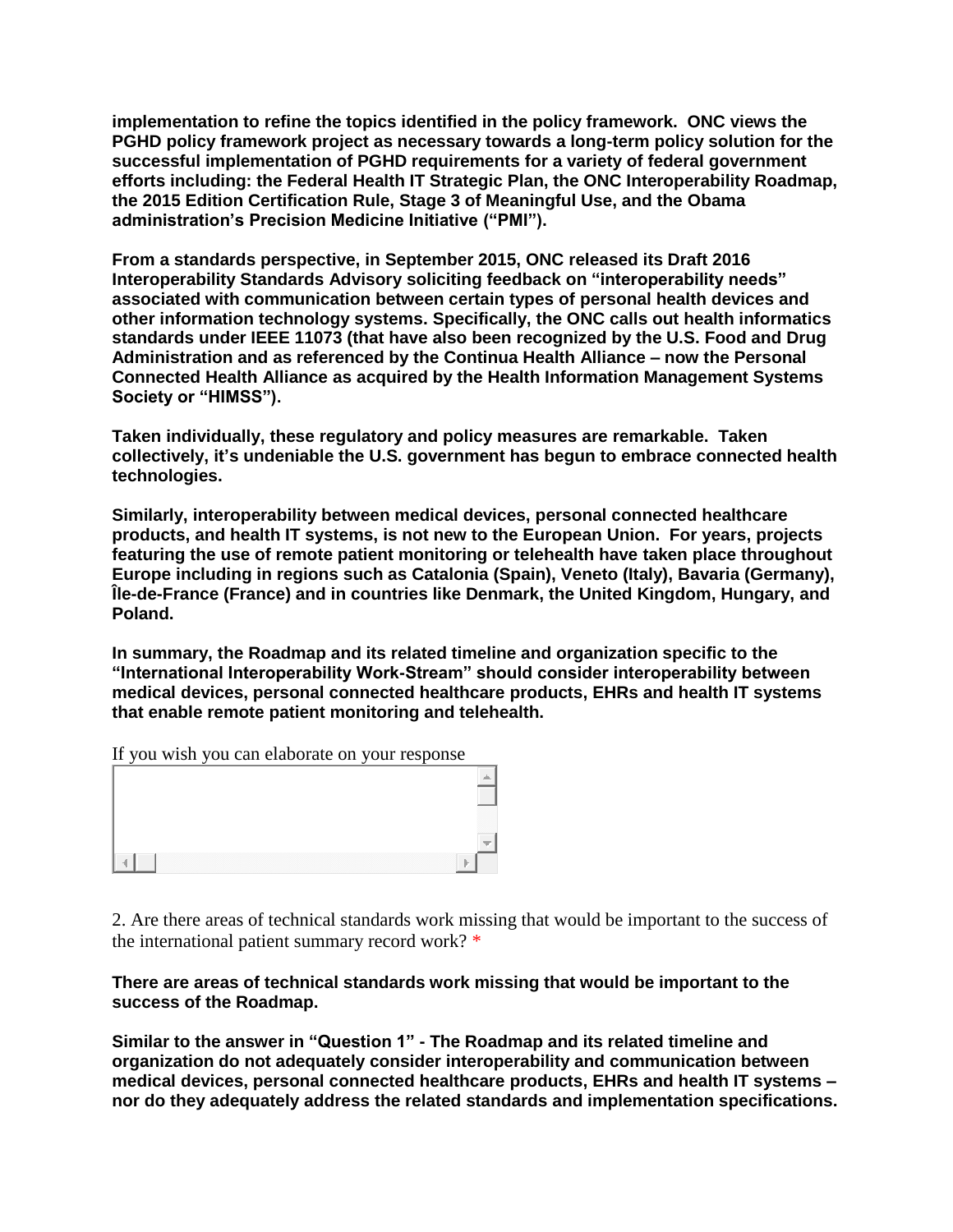**implementation to refine the topics identified in the policy framework. ONC views the PGHD policy framework project as necessary towards a long-term policy solution for the successful implementation of PGHD requirements for a variety of federal government efforts including: the Federal Health IT Strategic Plan, the ONC Interoperability Roadmap, the 2015 Edition Certification Rule, Stage 3 of Meaningful Use, and the Obama administration's Precision Medicine Initiative ("PMI").**

**From a standards perspective, in September 2015, ONC released its Draft 2016 Interoperability Standards Advisory soliciting feedback on "interoperability needs" associated with communication between certain types of personal health devices and other information technology systems. Specifically, the ONC calls out health informatics standards under IEEE 11073 (that have also been recognized by the U.S. Food and Drug Administration and as referenced by the Continua Health Alliance – now the Personal Connected Health Alliance as acquired by the Health Information Management Systems Society or "HIMSS").**

**Taken individually, these regulatory and policy measures are remarkable. Taken collectively, it's undeniable the U.S. government has begun to embrace connected health technologies.**

**Similarly, interoperability between medical devices, personal connected healthcare products, and health IT systems, is not new to the European Union. For years, projects featuring the use of remote patient monitoring or telehealth have taken place throughout Europe including in regions such as Catalonia (Spain), Veneto (Italy), Bavaria (Germany), Île-de-France (France) and in countries like Denmark, the United Kingdom, Hungary, and Poland.**

**In summary, the Roadmap and its related timeline and organization specific to the "International Interoperability Work-Stream" should consider interoperability between medical devices, personal connected healthcare products, EHRs and health IT systems that enable remote patient monitoring and telehealth.**

If you wish you can elaborate on your response

2. Are there areas of technical standards work missing that would be important to the success of the international patient summary record work? *

**There are areas of technical standards work missing that would be important to the success of the Roadmap.**

**Similar to the answer in "Question 1" - The Roadmap and its related timeline and organization do not adequately consider interoperability and communication between medical devices, personal connected healthcare products, EHRs and health IT systems – nor do they adequately address the related standards and implementation specifications.**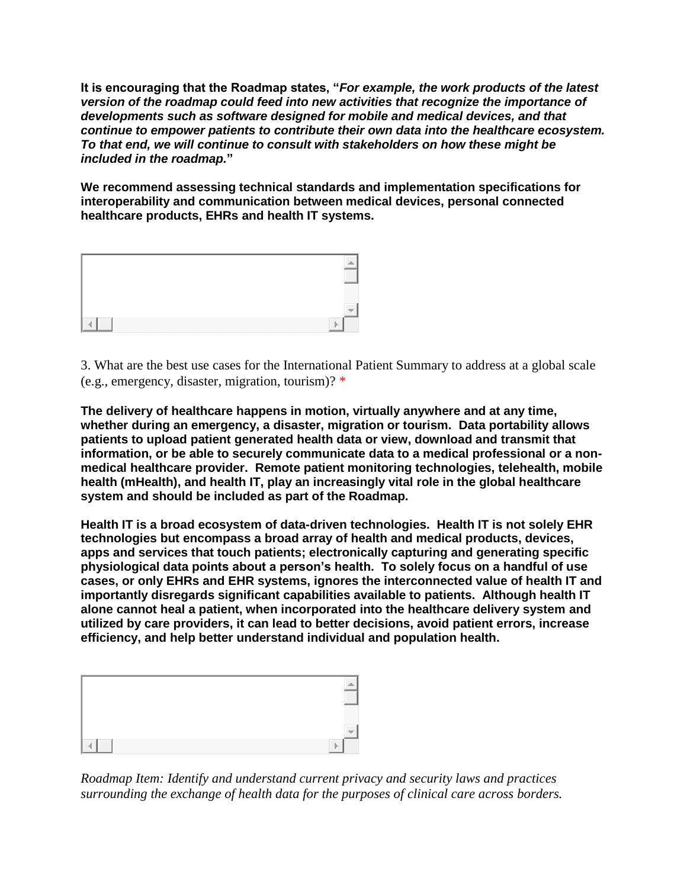**It is encouraging that the Roadmap states, "*For example, the work products of the latest version of the roadmap could feed into new activities that recognize the importance of developments such as software designed for mobile and medical devices, and that continue to empower patients to contribute their own data into the healthcare ecosystem. To that end, we will continue to consult with stakeholders on how these might be included in the roadmap.*"**

**We recommend assessing technical standards and implementation specifications for interoperability and communication between medical devices, personal connected healthcare products, EHRs and health IT systems.**

3. What are the best use cases for the International Patient Summary to address at a global scale (e.g., emergency, disaster, migration, tourism)? *

**The delivery of healthcare happens in motion, virtually anywhere and at any time, whether during an emergency, a disaster, migration or tourism. Data portability allows patients to upload patient generated health data or view, download and transmit that information, or be able to securely communicate data to a medical professional or a non-medical healthcare provider. Remote patient monitoring technologies, telehealth, mobile health (mHealth), and health IT, play an increasingly vital role in the global healthcare system and should be included as part of the Roadmap.**

**Health IT is a broad ecosystem of data-driven technologies. Health IT is not solely EHR technologies but encompass a broad array of health and medical products, devices, apps and services that touch patients; electronically capturing and generating specific physiological data points about a person's health. To solely focus on a handful of use cases, or only EHRs and EHR systems, ignores the interconnected value of health IT and importantly disregards significant capabilities available to patients. Although health IT alone cannot heal a patient, when incorporated into the healthcare delivery system and utilized by care providers, it can lead to better decisions, avoid patient errors, increase efficiency, and help better understand individual and population health.**

*Roadmap Item: Identify and understand current privacy and security laws and practices surrounding the exchange of health data for the purposes of clinical care across borders.*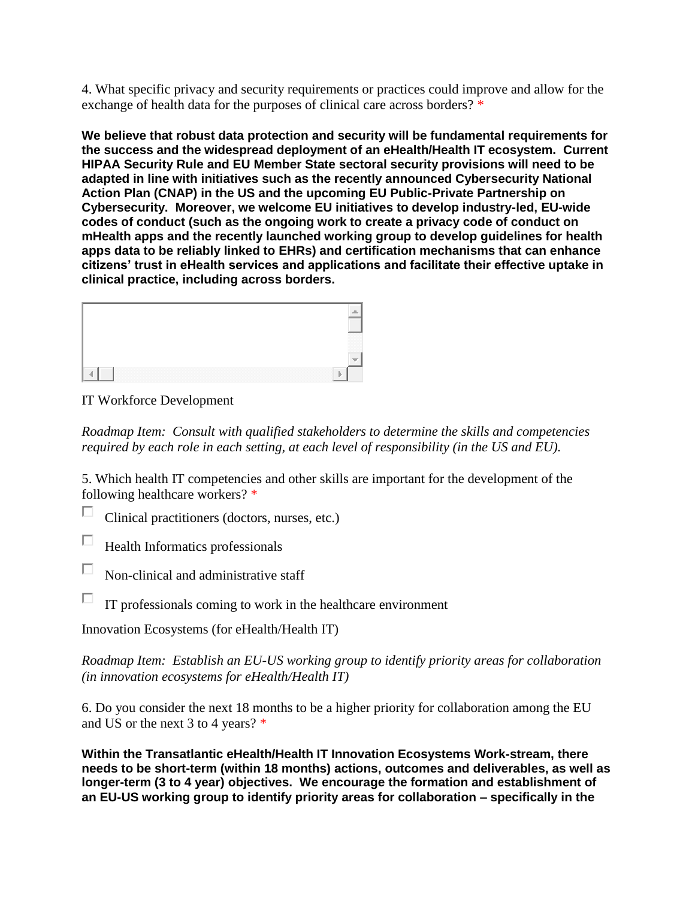4. What specific privacy and security requirements or practices could improve and allow for the exchange of health data for the purposes of clinical care across borders? *

**We believe that robust data protection and security will be fundamental requirements for the success and the widespread deployment of an eHealth/Health IT ecosystem. Current HIPAA Security Rule and EU Member State sectoral security provisions will need to be adapted in line with initiatives such as the recently announced Cybersecurity National Action Plan (CNAP) in the US and the upcoming EU Public-Private Partnership on Cybersecurity. Moreover, we welcome EU initiatives to develop industry-led, EU-wide codes of conduct (such as the ongoing work to create a privacy code of conduct on mHealth apps and the recently launched working group to develop guidelines for health apps data to be reliably linked to EHRs) and certification mechanisms that can enhance citizens' trust in eHealth services and applications and facilitate their effective uptake in clinical practice, including across borders.**

IT Workforce Development

*Roadmap Item: Consult with qualified stakeholders to determine the skills and competencies required by each role in each setting, at each level of responsibility (in the US and EU).*

5. Which health IT competencies and other skills are important for the development of the following healthcare workers? *

- [ ] Clinical practitioners (doctors, nurses, etc.)
- [ ] Health Informatics professionals
- [ ] Non-clinical and administrative staff
- [ ] IT professionals coming to work in the healthcare environment

Innovation Ecosystems (for eHealth/Health IT)

*Roadmap Item: Establish an EU-US working group to identify priority areas for collaboration (in innovation ecosystems for eHealth/Health IT)*

6. Do you consider the next 18 months to be a higher priority for collaboration among the EU and US or the next 3 to 4 years? *

**Within the Transatlantic eHealth/Health IT Innovation Ecosystems Work-stream, there needs to be short-term (within 18 months) actions, outcomes and deliverables, as well as longer-term (3 to 4 year) objectives. We encourage the formation and establishment of an EU-US working group to identify priority areas for collaboration – specifically in the**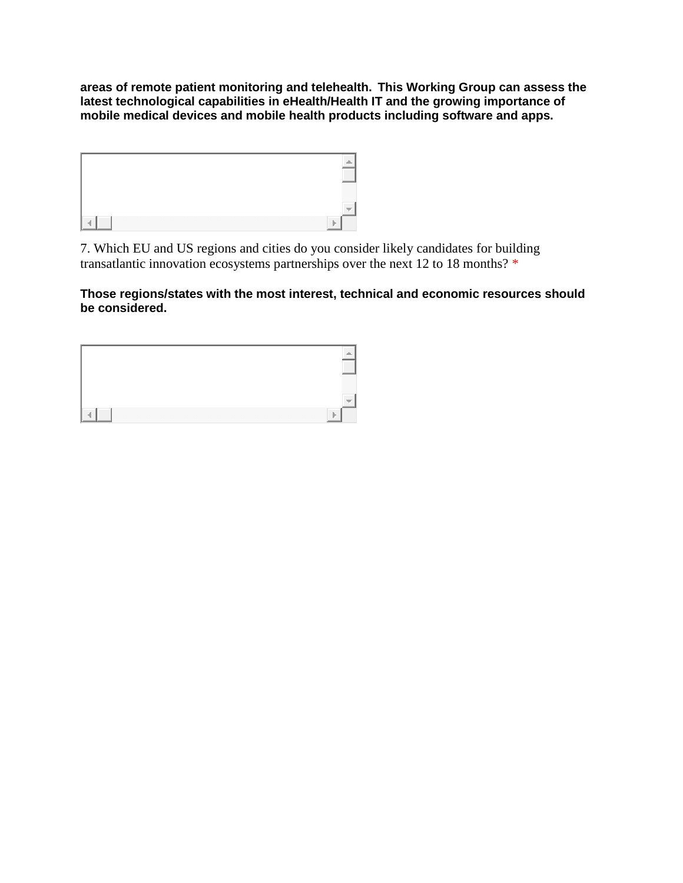**areas of remote patient monitoring and telehealth.  This Working Group can assess the latest technological capabilities in eHealth/Health IT and the growing importance of mobile medical devices and mobile health products including software and apps.**

7. Which EU and US regions and cities do you consider likely candidates for building transatlantic innovation ecosystems partnerships over the next 12 to 18 months? *

**Those regions/states with the most interest, technical and economic resources should be considered.**